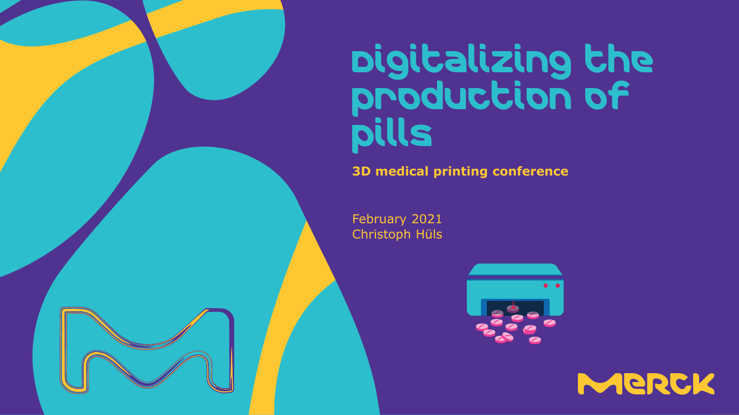# Digitalizing the production of pills

**3D medical printing conference**

February 2021
Christoph Hüls

MERCK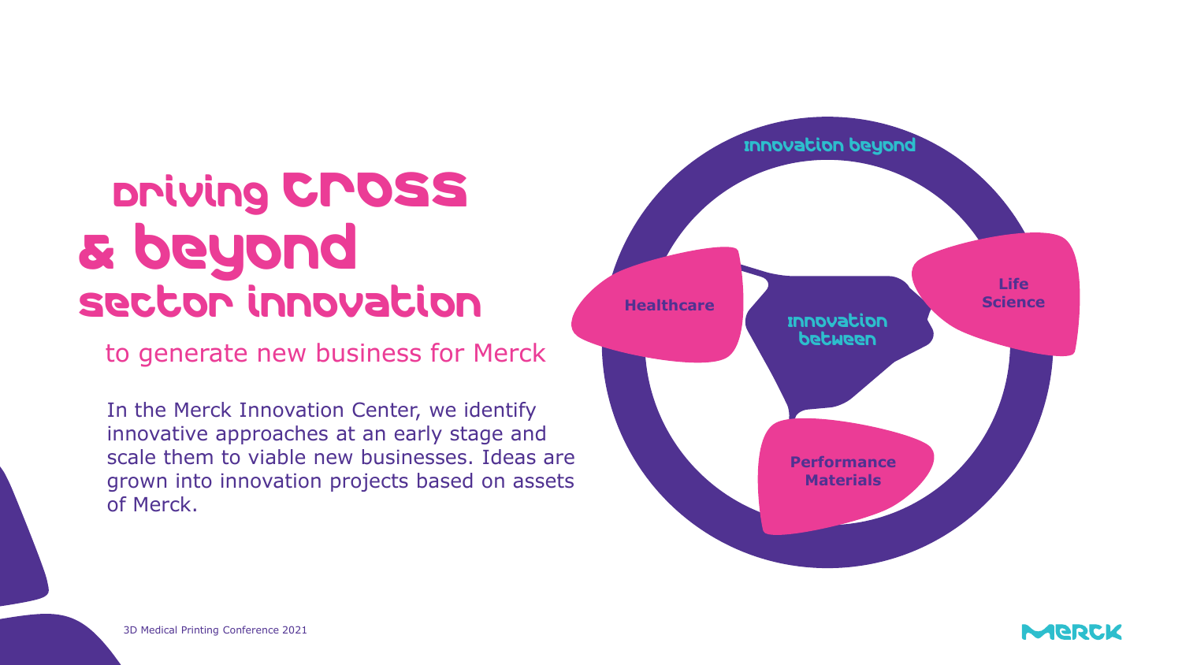# Driving cross & beyond sector innovation

to generate new business for Merck

In the Merck Innovation Center, we identify innovative approaches at an early stage and scale them to viable new businesses. Ideas are grown into innovation projects based on assets of Merck.

Innovation beyond

Healthcare

Life Science

Innovation between

Performance Materials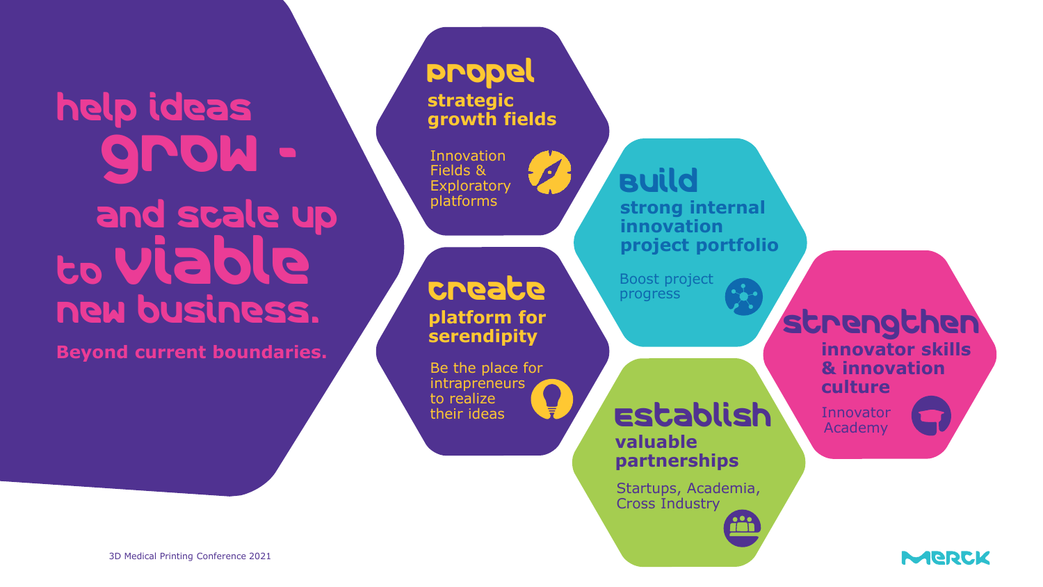# help ideas grow - and scale up to viable new business.

**Beyond current boundaries.**

## propel

**strategic growth fields**

Innovation Fields & Exploratory platforms

## create

**platform for serendipity**

Be the place for intrapreneurs to realize their ideas

## build

**strong internal innovation project portfolio**

Boost project progress

## establish

**valuable partnerships**

Startups, Academia, Cross Industry

## strengthen

**innovator skills & innovation culture**

Innovator Academy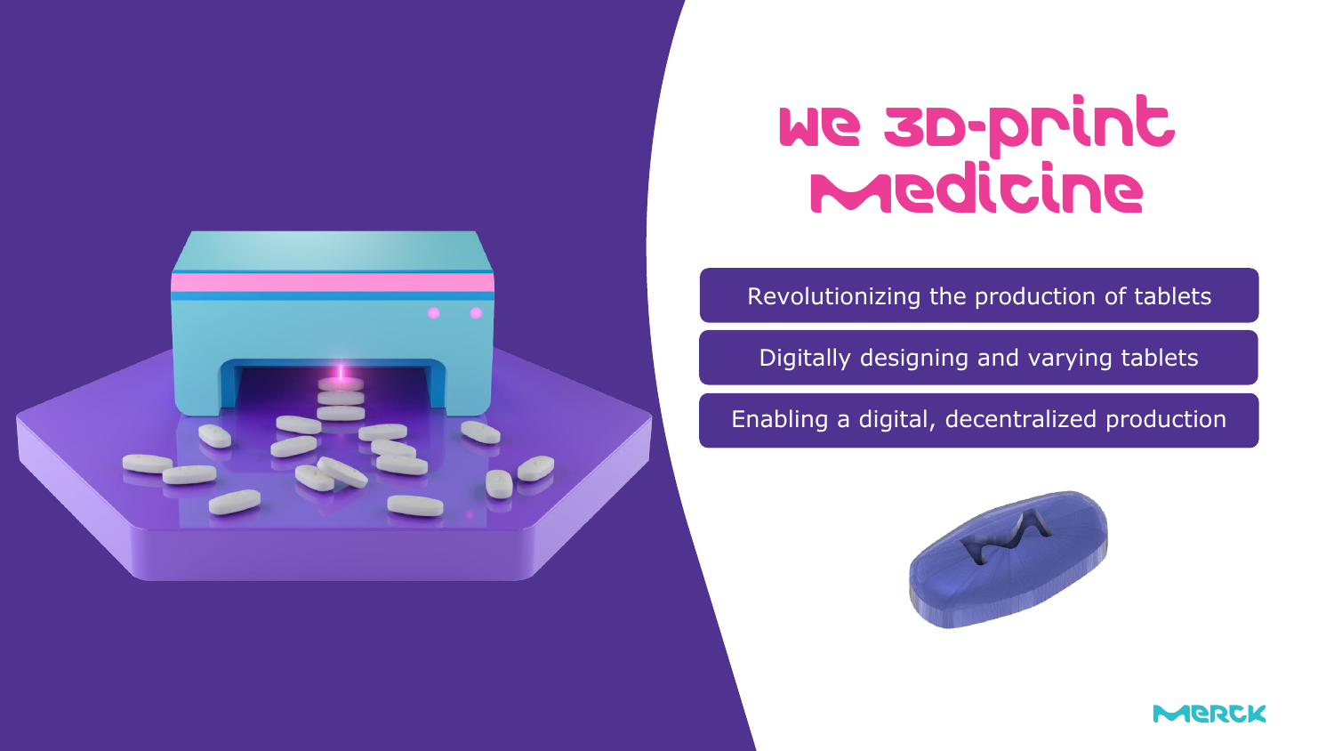# We 3D-print Medicine

- Revolutionizing the production of tablets
- Digitally designing and varying tablets
- Enabling a digital, decentralized production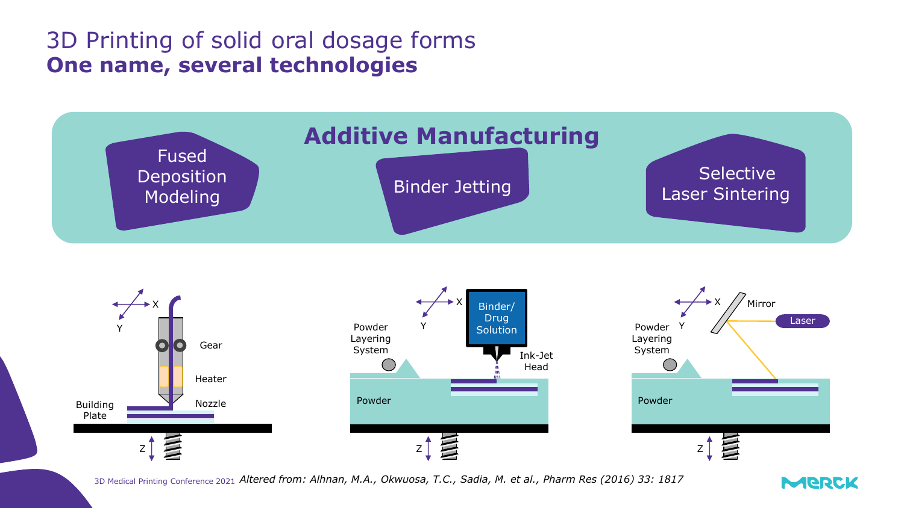# 3D Printing of solid oral dosage forms

## One name, several technologies

**Additive Manufacturing**

- Fused Deposition Modeling
- Binder Jetting
- Selective Laser Sintering

Fused Deposition Modeling: X, Y, Z, Gear, Heater, Nozzle, Building Plate

Binder Jetting: X, Y, Z, Binder/ Drug Solution, Ink-Jet Head, Powder Layering System, Powder

Selective Laser Sintering: X, Y, Z, Mirror, Laser, Powder Layering System, Powder

3D Medical Printing Conference 2021 *Altered from: Alhnan, M.A., Okwuosa, T.C., Sadia, M. et al., Pharm Res (2016) 33: 1817*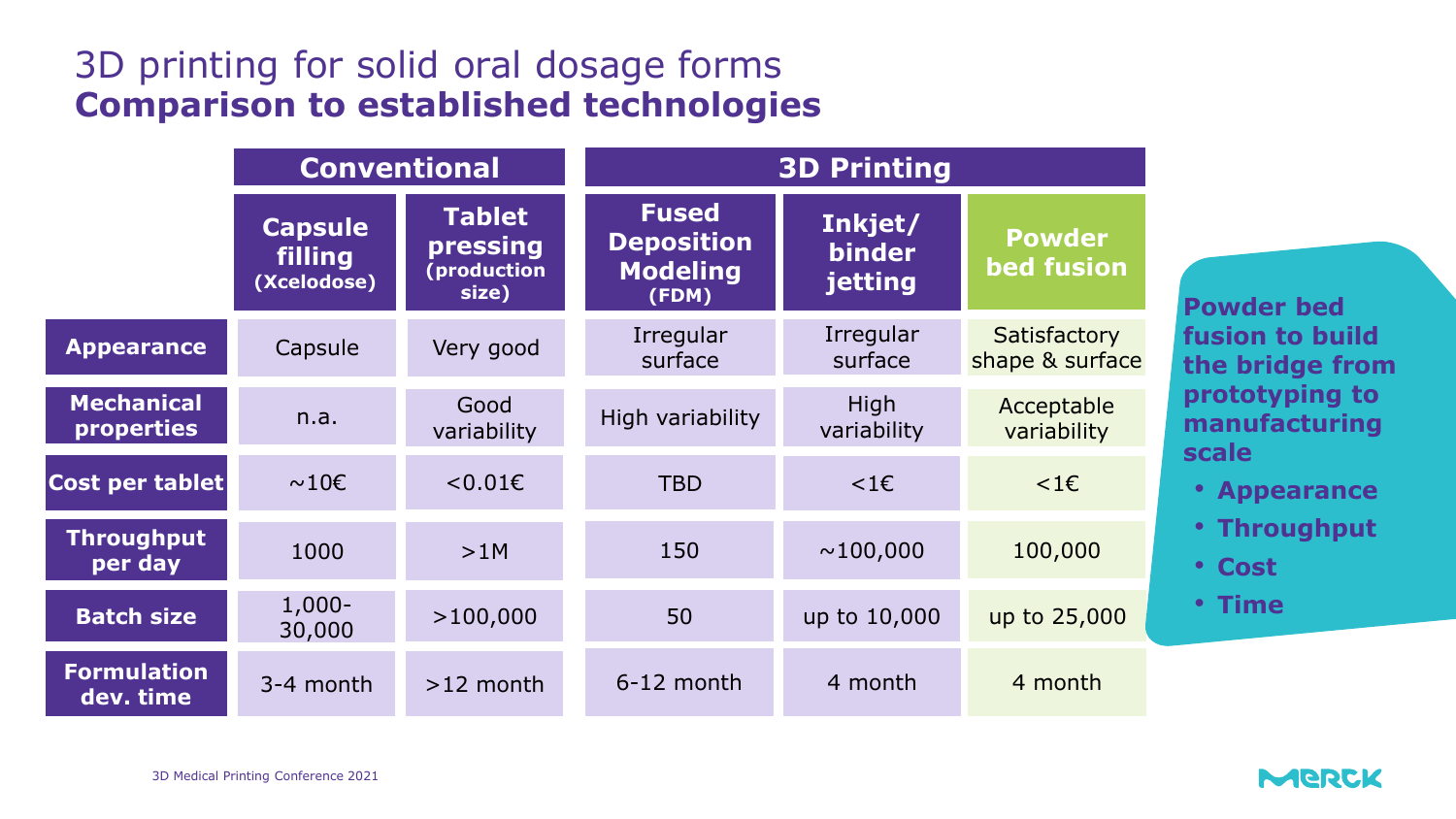# 3D printing for solid oral dosage forms
## Comparison to established technologies

| | Conventional | | 3D Printing | | |
|---|---|---|---|---|---|
| | **Capsule filling (Xcelodose)** | **Tablet pressing (production size)** | **Fused Deposition Modeling (FDM)** | **Inkjet/ binder jetting** | **Powder bed fusion** |
| **Appearance** | Capsule | Very good | Irregular surface | Irregular surface | Satisfactory shape & surface |
| **Mechanical properties** | n.a. | Good variability | High variability | High variability | Acceptable variability |
| **Cost per tablet** | ~10€ | <0.01€ | TBD | <1€ | <1€ |
| **Throughput per day** | 1000 | >1M | 150 | ~100,000 | 100,000 |
| **Batch size** | 1,000-30,000 | >100,000 | 50 | up to 10,000 | up to 25,000 |
| **Formulation dev. time** | 3-4 month | >12 month | 6-12 month | 4 month | 4 month |

**Powder bed fusion to build the bridge from prototyping to manufacturing scale**

- **Appearance**
- **Throughput**
- **Cost**
- **Time**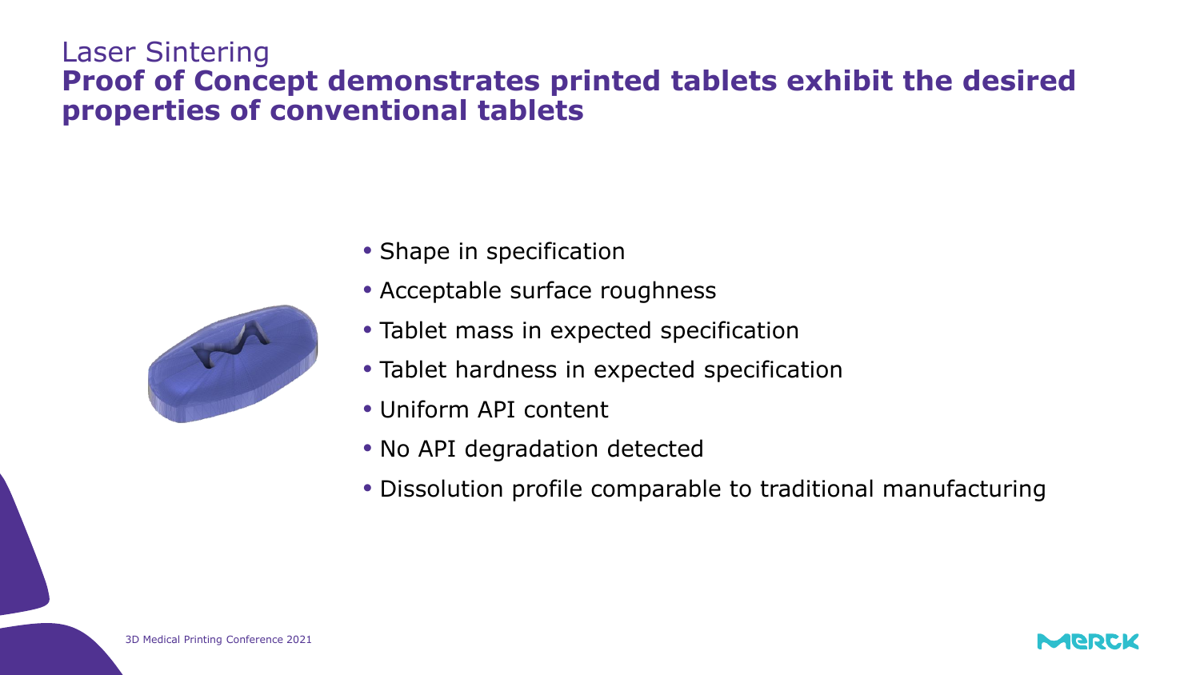## Laser Sintering

# Proof of Concept demonstrates printed tablets exhibit the desired properties of conventional tablets

- Shape in specification
- Acceptable surface roughness
- Tablet mass in expected specification
- Tablet hardness in expected specification
- Uniform API content
- No API degradation detected
- Dissolution profile comparable to traditional manufacturing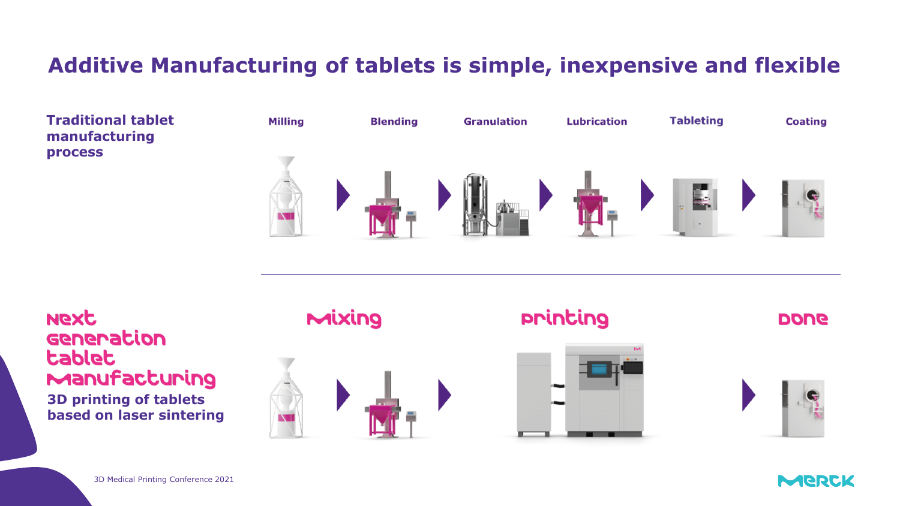# Additive Manufacturing of tablets is simple, inexpensive and flexible

**Traditional tablet manufacturing process**

Milling → Blending → Granulation → Lubrication → Tableting → Coating

**Next generation tablet manufacturing**

**3D printing of tablets based on laser sintering**

Mixing → Printing → Done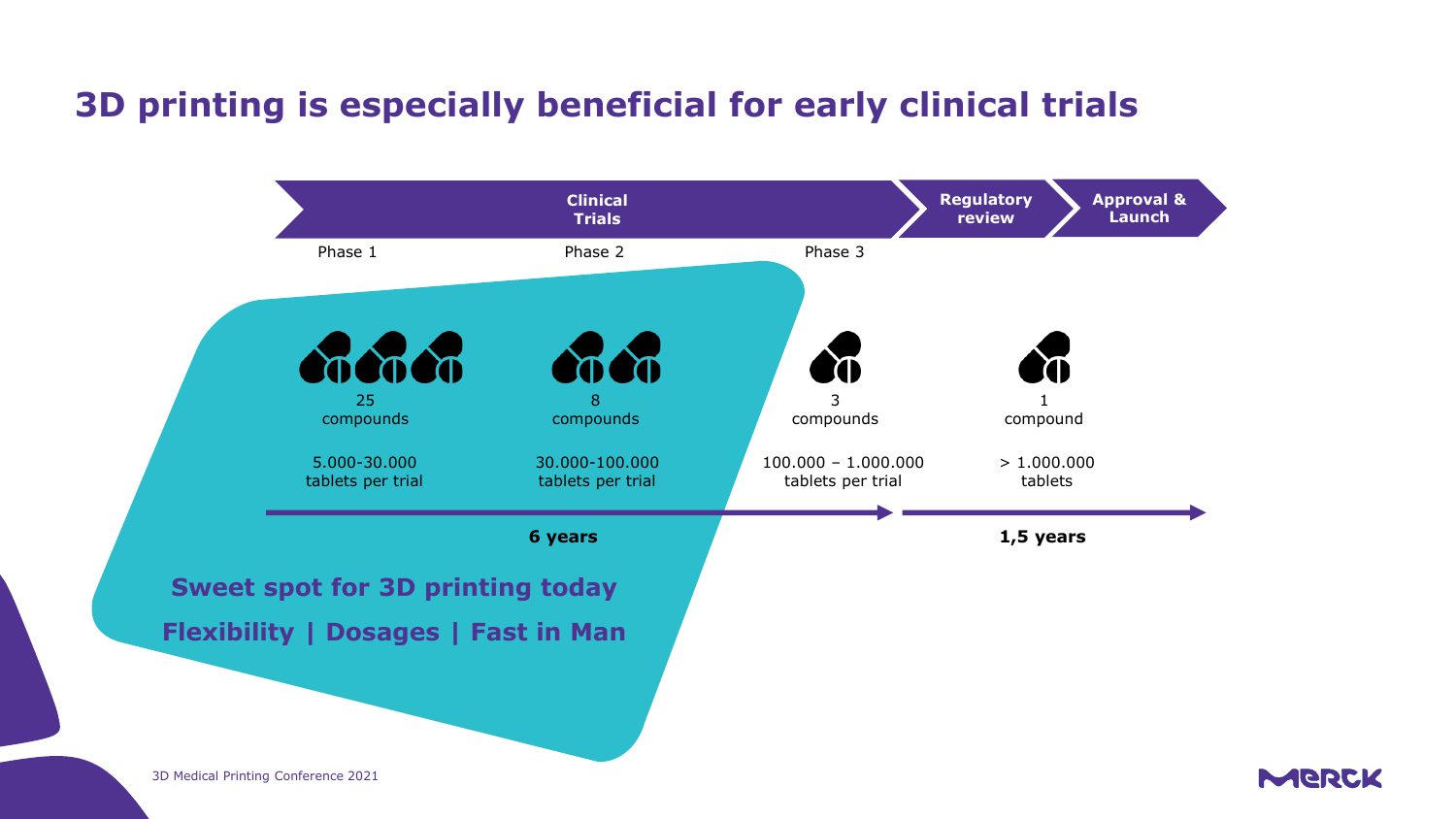# 3D printing is especially beneficial for early clinical trials

**Clinical Trials** | **Regulatory review** | **Approval & Launch**

| | Phase 1 | Phase 2 | Phase 3 | |
|---|---|---|---|---|
| Compounds | 25 compounds | 8 compounds | 3 compounds | 1 compound |
| Tablets | 5.000-30.000 tablets per trial | 30.000-100.000 tablets per trial | 100.000 – 1.000.000 tablets per trial | > 1.000.000 tablets |

**6 years** (Clinical Trials) | **1,5 years** (Regulatory review, Approval & Launch)

**Sweet spot for 3D printing today**

**Flexibility | Dosages | Fast in Man**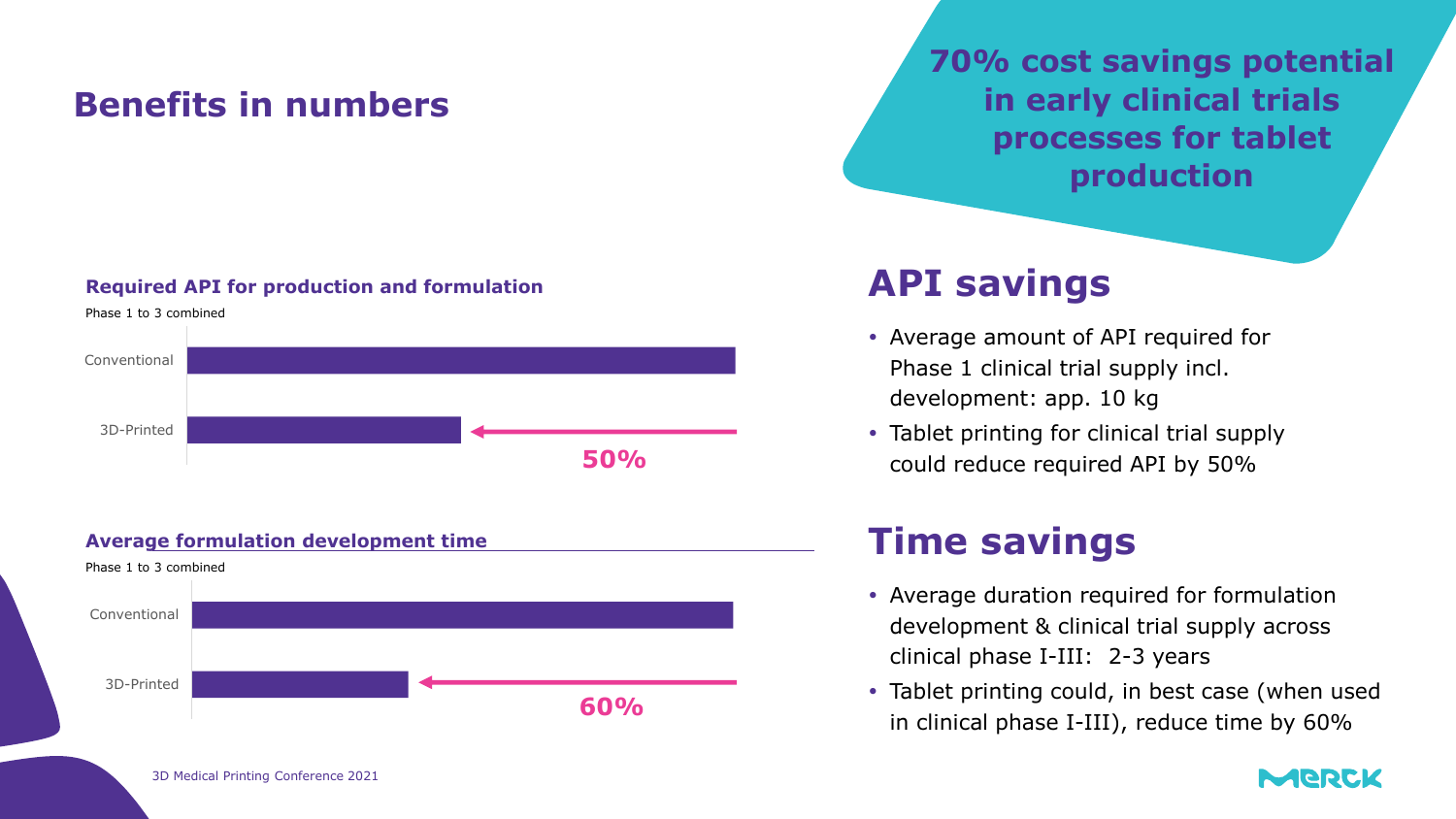# Benefits in numbers

**70% cost savings potential in early clinical trials processes for tablet production**

**Required API for production and formulation**

Phase 1 to 3 combined

Conventional

3D-Printed

50%

**Average formulation development time**

Phase 1 to 3 combined

Conventional

3D-Printed

60%

## API savings

- Average amount of API required for Phase 1 clinical trial supply incl. development: app. 10 kg
- Tablet printing for clinical trial supply could reduce required API by 50%

## Time savings

- Average duration required for formulation development & clinical trial supply across clinical phase I-III: 2-3 years
- Tablet printing could, in best case (when used in clinical phase I-III), reduce time by 60%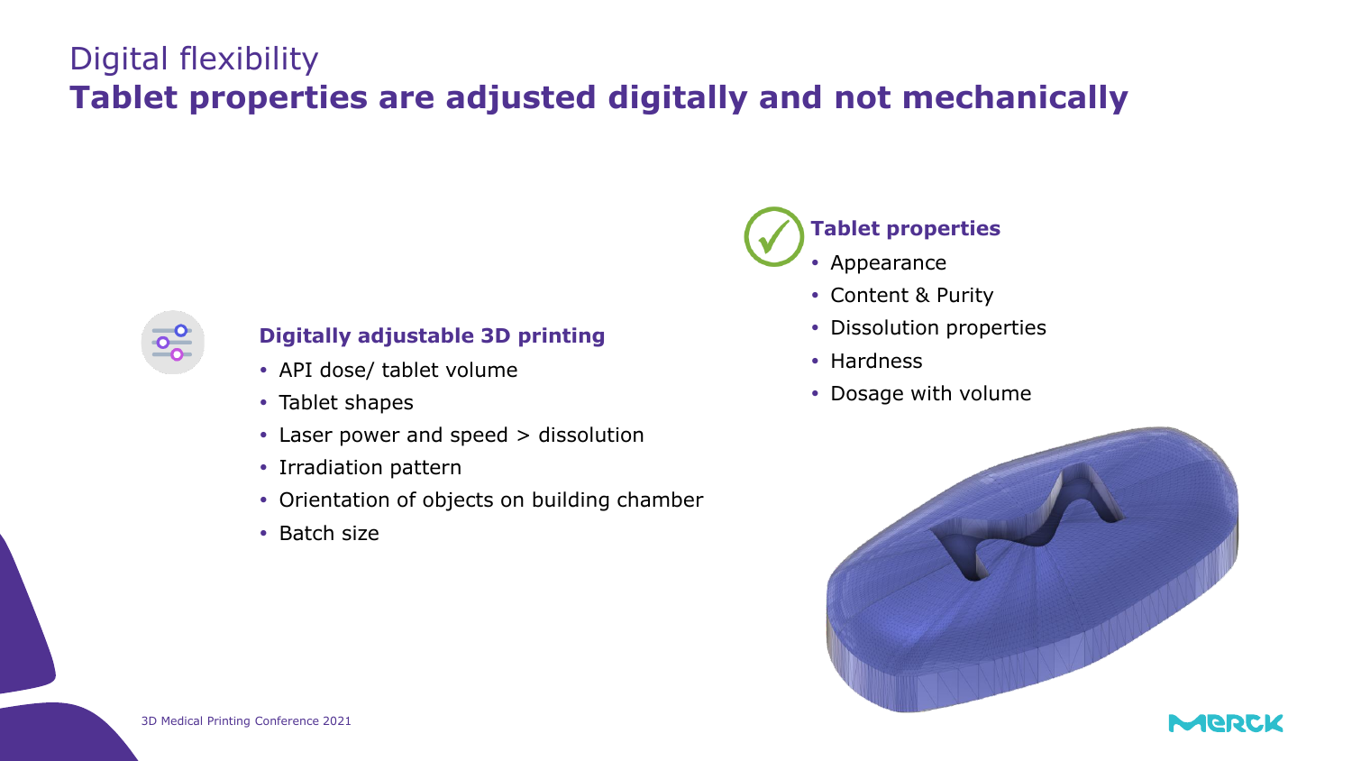# Digital flexibility
## Tablet properties are adjusted digitally and not mechanically

**Digitally adjustable 3D printing**

- API dose/ tablet volume
- Tablet shapes
- Laser power and speed > dissolution
- Irradiation pattern
- Orientation of objects on building chamber
- Batch size

**Tablet properties**

- Appearance
- Content & Purity
- Dissolution properties
- Hardness
- Dosage with volume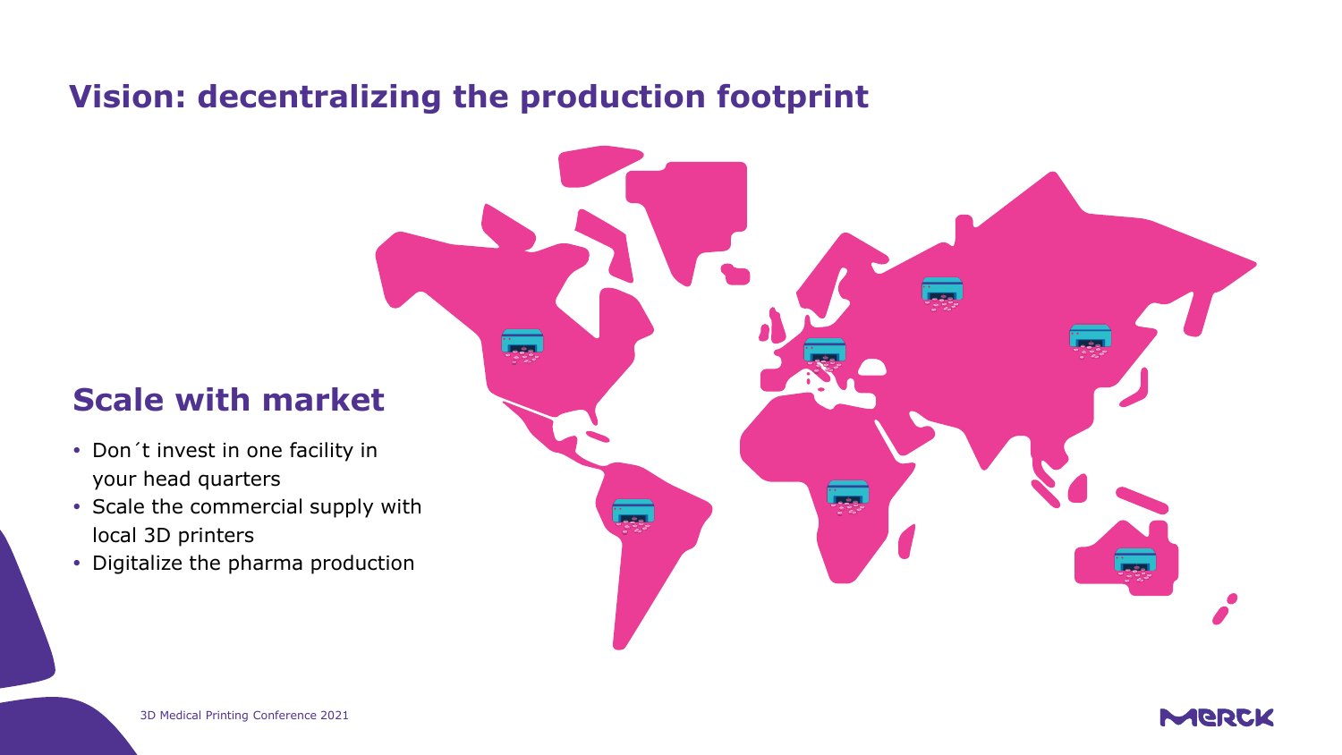# Vision: decentralizing the production footprint

## Scale with market

- Don´t invest in one facility in your head quarters
- Scale the commercial supply with local 3D printers
- Digitalize the pharma production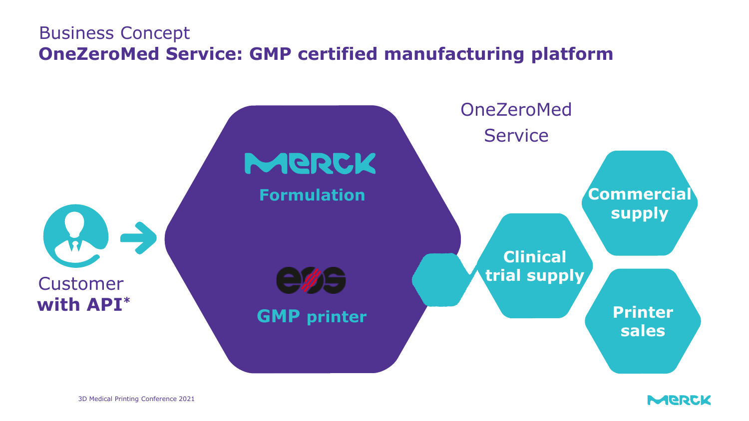# Business Concept

## OneZeroMed Service: GMP certified manufacturing platform

Customer **with API***

MERCK

Formulation

EOS

GMP printer

OneZeroMed Service

Clinical trial supply

Commercial supply

Printer sales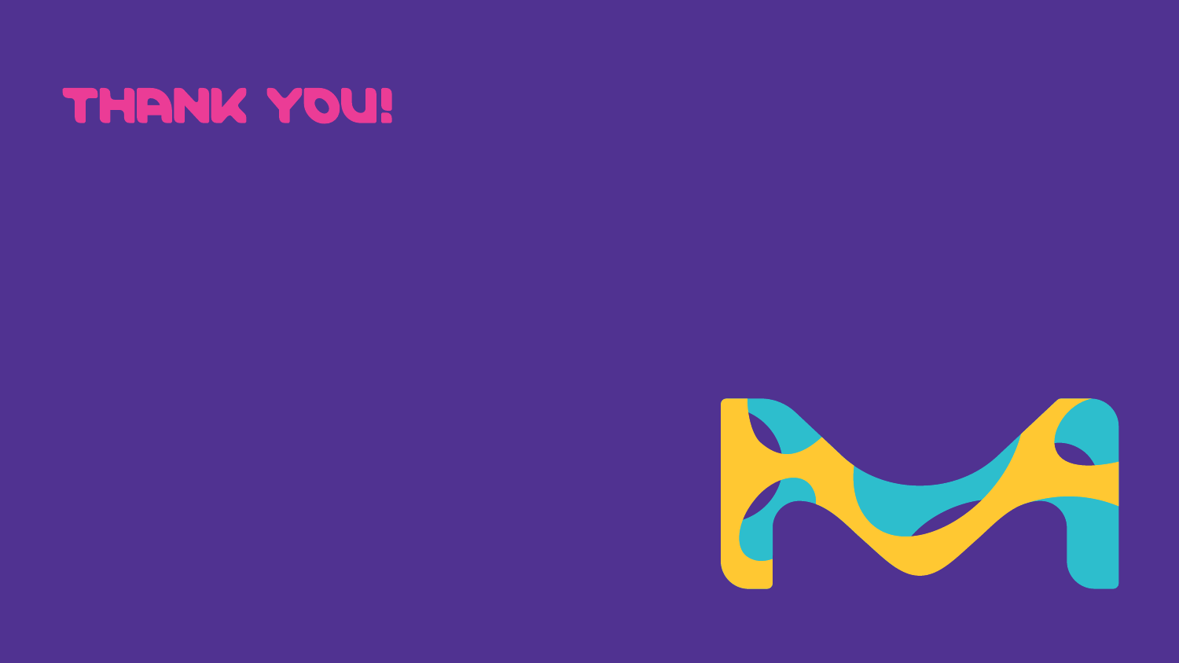# THANK YOU!